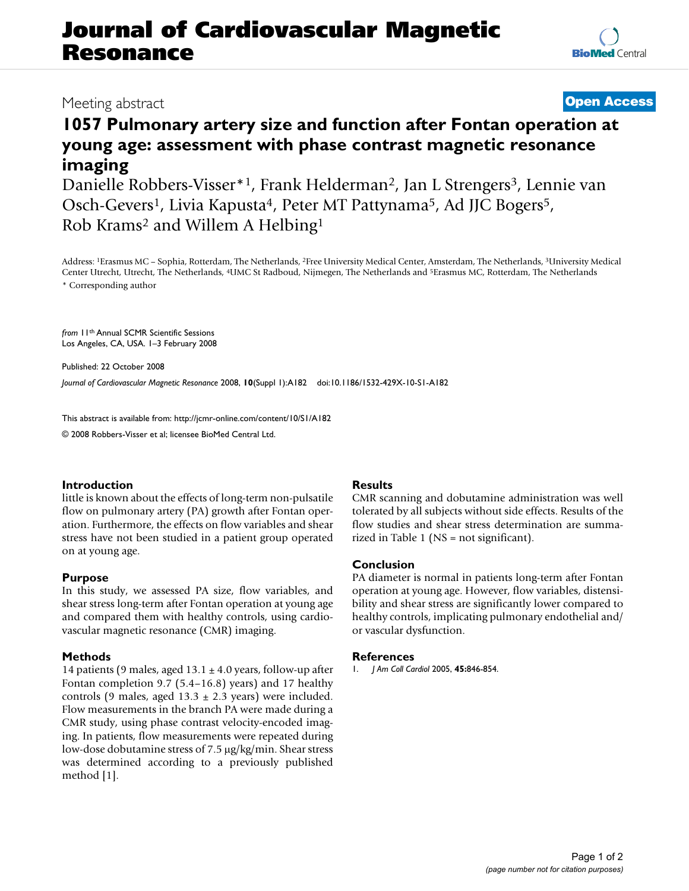# Journal of Cardiovascular Magnetic Resonance

Meeting abstract

**Open Access**

## 1057 Pulmonary artery size and function after Fontan operation at young age: assessment with phase contrast magnetic resonance imaging

Danielle Robbers-Visser*[1], Frank Helderman[2], Jan L Strengers[3], Lennie van Osch-Gevers[1], Livia Kapusta[4], Peter MT Pattynama[5], Ad JJC Bogers[5], Rob Krams[2] and Willem A Helbing[1]

Address: [1]Erasmus MC – Sophia, Rotterdam, The Netherlands, [2]Free University Medical Center, Amsterdam, The Netherlands, [3]University Medical Center Utrecht, Utrecht, The Netherlands, [4]UMC St Radboud, Nijmegen, The Netherlands and [5]Erasmus MC, Rotterdam, The Netherlands

\* Corresponding author

*from* 11th Annual SCMR Scientific Sessions
Los Angeles, CA, USA. 1–3 February 2008

Published: 22 October 2008

*Journal of Cardiovascular Magnetic Resonance* 2008, **10**(Suppl 1):A182 doi:10.1186/1532-429X-10-S1-A182

This abstract is available from: http://jcmr-online.com/content/10/S1/A182

© 2008 Robbers-Visser et al; licensee BioMed Central Ltd.

### Introduction

little is known about the effects of long-term non-pulsatile flow on pulmonary artery (PA) growth after Fontan operation. Furthermore, the effects on flow variables and shear stress have not been studied in a patient group operated on at young age.

### Purpose

In this study, we assessed PA size, flow variables, and shear stress long-term after Fontan operation at young age and compared them with healthy controls, using cardiovascular magnetic resonance (CMR) imaging.

### Methods

14 patients (9 males, aged 13.1 ± 4.0 years, follow-up after Fontan completion 9.7 (5.4–16.8) years) and 17 healthy controls (9 males, aged 13.3 ± 2.3 years) were included. Flow measurements in the branch PA were made during a CMR study, using phase contrast velocity-encoded imaging. In patients, flow measurements were repeated during low-dose dobutamine stress of 7.5 μg/kg/min. Shear stress was determined according to a previously published method [1].

### Results

CMR scanning and dobutamine administration was well tolerated by all subjects without side effects. Results of the flow studies and shear stress determination are summarized in Table 1 (NS = not significant).

### Conclusion

PA diameter is normal in patients long-term after Fontan operation at young age. However, flow variables, distensibility and shear stress are significantly lower compared to healthy controls, implicating pulmonary endothelial and/or vascular dysfunction.

### References

1. *J Am Coll Cardiol* 2005, **45:**846-854.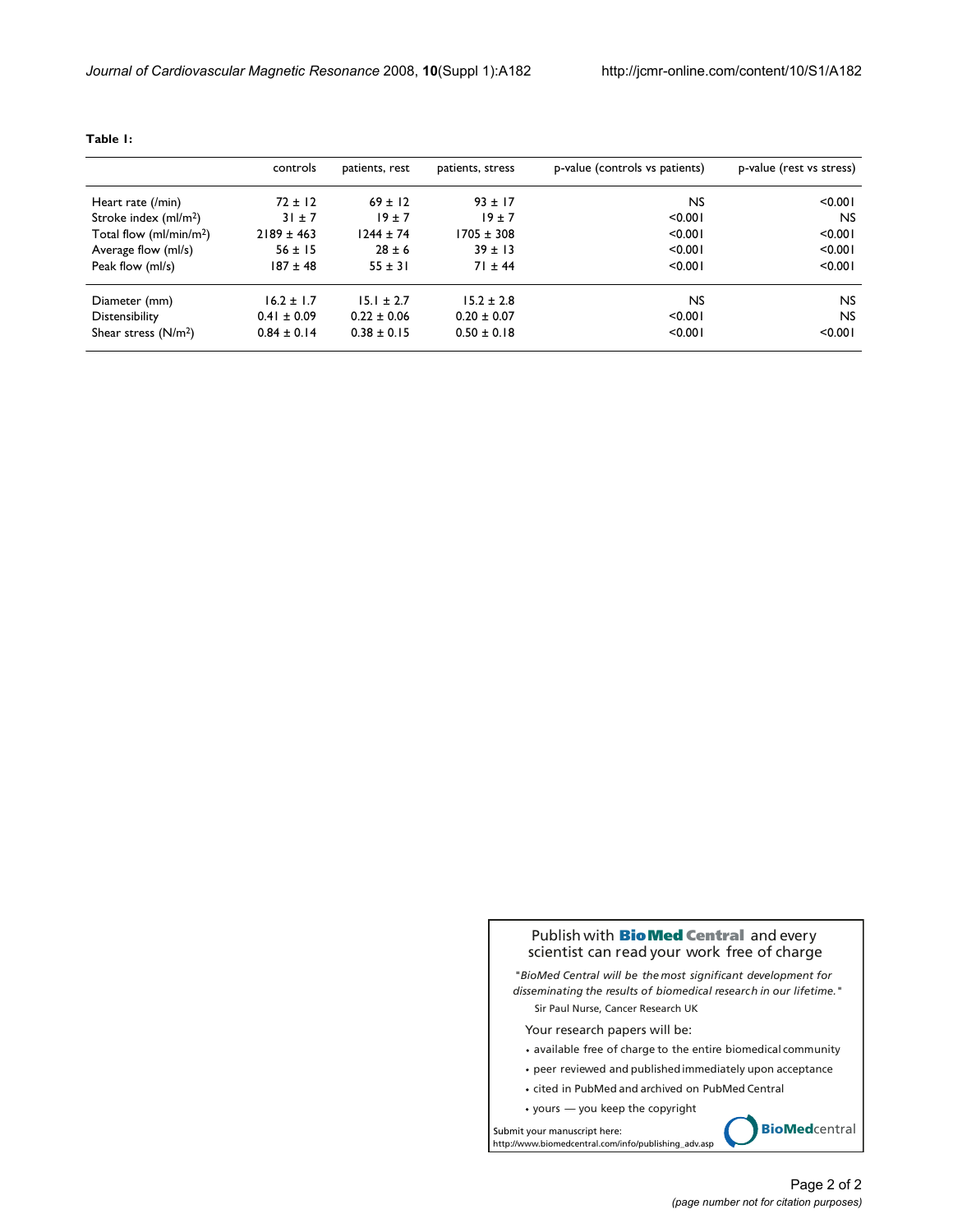**Table 1:**

| | controls | patients, rest | patients, stress | p-value (controls vs patients) | p-value (rest vs stress) |
|---|---|---|---|---|---|
| Heart rate (/min) | 72 ± 12 | 69 ± 12 | 93 ± 17 | NS | <0.001 |
| Stroke index (ml/m$^2$) | 31 ± 7 | 19 ± 7 | 19 ± 7 | <0.001 | NS |
| Total flow (ml/min/m$^2$) | 2189 ± 463 | 1244 ± 74 | 1705 ± 308 | <0.001 | <0.001 |
| Average flow (ml/s) | 56 ± 15 | 28 ± 6 | 39 ± 13 | <0.001 | <0.001 |
| Peak flow (ml/s) | 187 ± 48 | 55 ± 31 | 71 ± 44 | <0.001 | <0.001 |
| Diameter (mm) | 16.2 ± 1.7 | 15.1 ± 2.7 | 15.2 ± 2.8 | NS | NS |
| Distensibility | 0.41 ± 0.09 | 0.22 ± 0.06 | 0.20 ± 0.07 | <0.001 | NS |
| Shear stress (N/m$^2$) | 0.84 ± 0.14 | 0.38 ± 0.15 | 0.50 ± 0.18 | <0.001 | <0.001 |

Publish with **BioMed Central** and every scientist can read your work free of charge

*"BioMed Central will be the most significant development for disseminating the results of biomedical research in our lifetime."*

Sir Paul Nurse, Cancer Research UK

Your research papers will be:

- available free of charge to the entire biomedical community
- peer reviewed and published immediately upon acceptance
- cited in PubMed and archived on PubMed Central
- yours — you keep the copyright

Submit your manuscript here:
http://www.biomedcentral.com/info/publishing_adv.asp

BioMedcentral